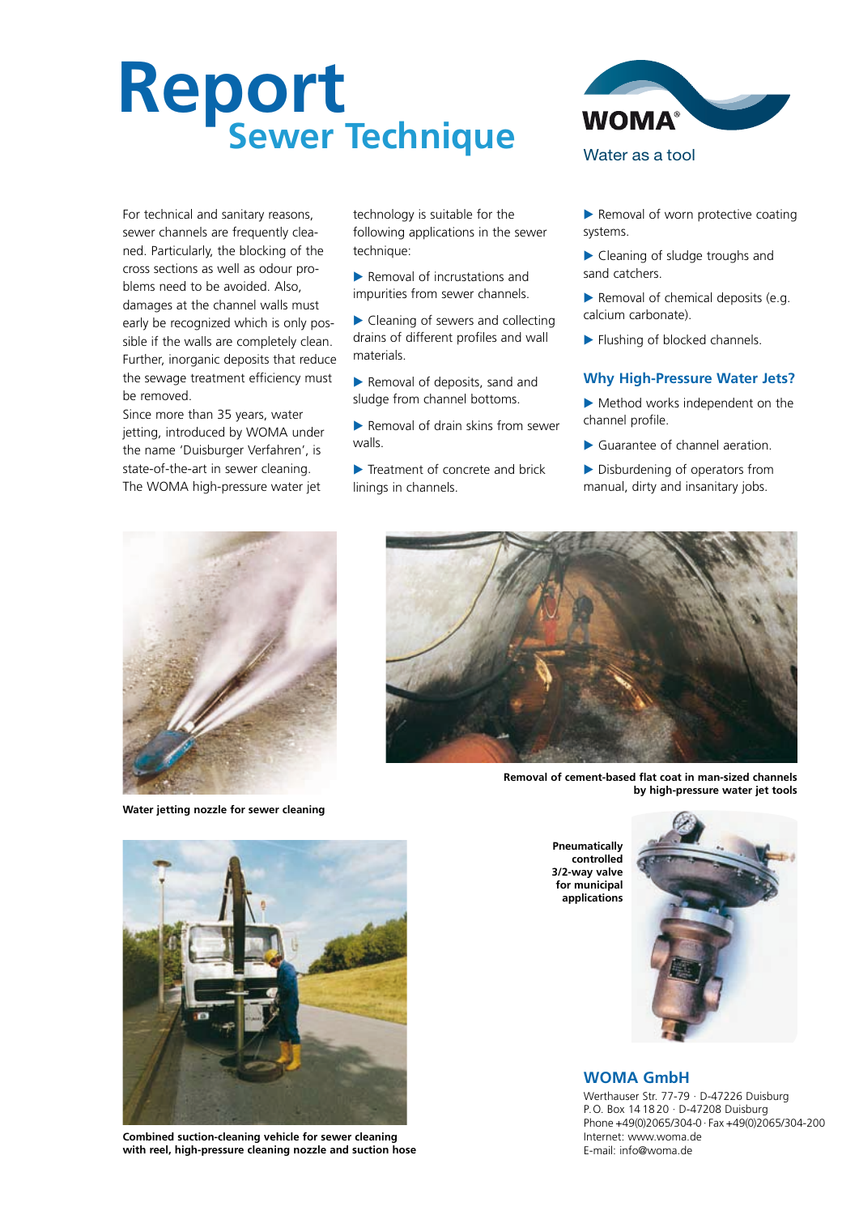# Report
## Sewer Technique

WOMA®

Water as a tool

For technical and sanitary reasons, sewer channels are frequently cleaned. Particularly, the blocking of the cross sections as well as odour problems need to be avoided. Also, damages at the channel walls must early be recognized which is only possible if the walls are completely clean. Further, inorganic deposits that reduce the sewage treatment efficiency must be removed.

Since more than 35 years, water jetting, introduced by WOMA under the name 'Duisburger Verfahren', is state-of-the-art in sewer cleaning. The WOMA high-pressure water jet technology is suitable for the following applications in the sewer technique:

- Removal of incrustations and impurities from sewer channels.
- Cleaning of sewers and collecting drains of different profiles and wall materials.
- Removal of deposits, sand and sludge from channel bottoms.
- Removal of drain skins from sewer walls.
- Treatment of concrete and brick linings in channels.
- Removal of worn protective coating systems.
- Cleaning of sludge troughs and sand catchers.
- Removal of chemical deposits (e.g. calcium carbonate).
- Flushing of blocked channels.

### Why High-Pressure Water Jets?

- Method works independent on the channel profile.
- Guarantee of channel aeration.
- Disburdening of operators from manual, dirty and insanitary jobs.

**Water jetting nozzle for sewer cleaning**

**Removal of cement-based flat coat in man-sized channels by high-pressure water jet tools**

**Combined suction-cleaning vehicle for sewer cleaning with reel, high-pressure cleaning nozzle and suction hose**

**Pneumatically controlled 3/2-way valve for municipal applications**

### WOMA GmbH

Werthauser Str. 77-79 · D-47226 Duisburg
P.O. Box 14 18 20 · D-47208 Duisburg
Phone +49(0)2065/304-0 · Fax +49(0)2065/304-200
Internet: www.woma.de
E-mail: info@woma.de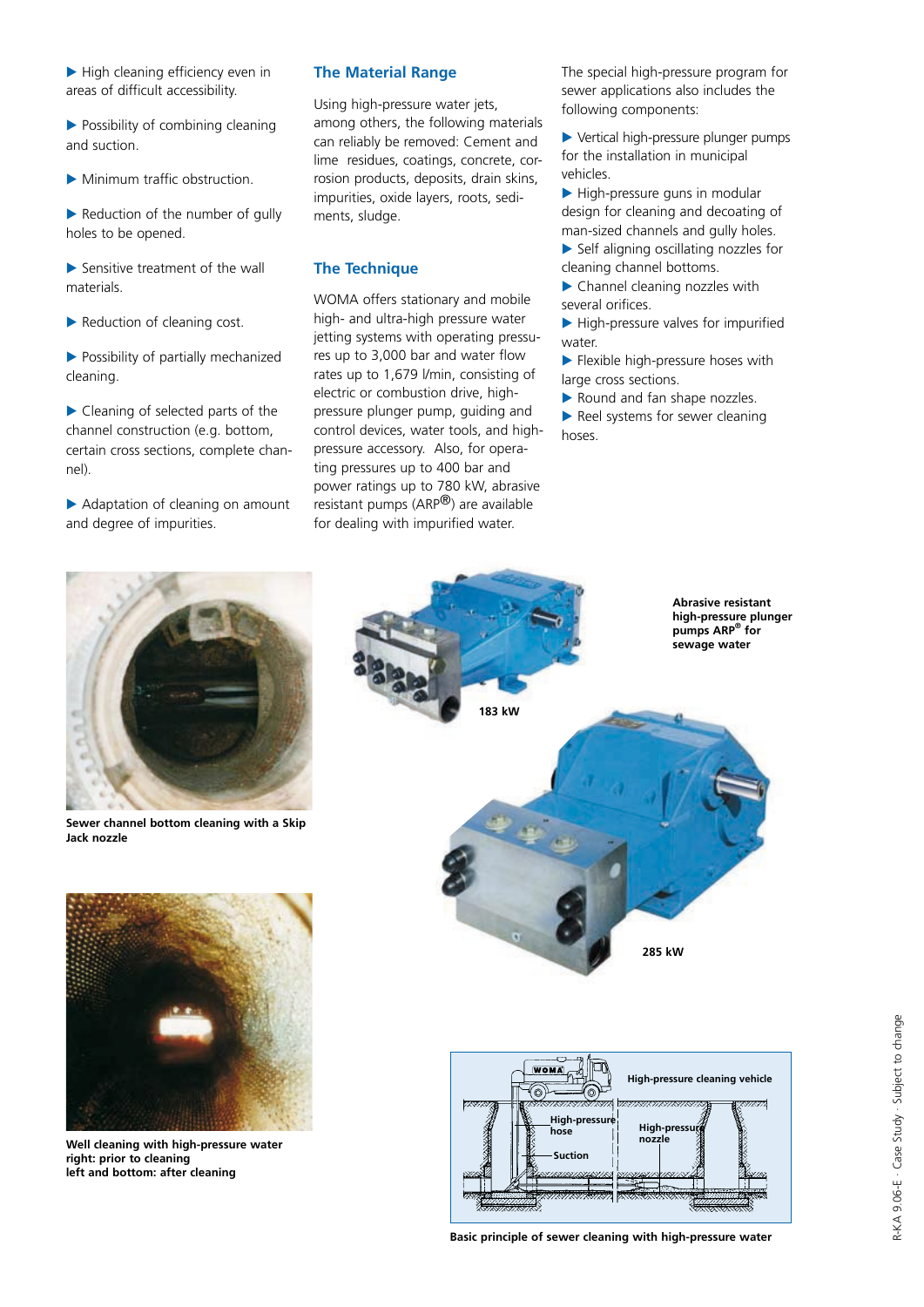- High cleaning efficiency even in areas of difficult accessibility.
- Possibility of combining cleaning and suction.
- Minimum traffic obstruction.
- Reduction of the number of gully holes to be opened.
- Sensitive treatment of the wall materials.
- Reduction of cleaning cost.
- Possibility of partially mechanized cleaning.
- Cleaning of selected parts of the channel construction (e.g. bottom, certain cross sections, complete channel).
- Adaptation of cleaning on amount and degree of impurities.

## The Material Range

Using high-pressure water jets, among others, the following materials can reliably be removed: Cement and lime residues, coatings, concrete, corrosion products, deposits, drain skins, impurities, oxide layers, roots, sediments, sludge.

## The Technique

WOMA offers stationary and mobile high- and ultra-high pressure water jetting systems with operating pressures up to 3,000 bar and water flow rates up to 1,679 l/min, consisting of electric or combustion drive, high-pressure plunger pump, guiding and control devices, water tools, and high-pressure accessory. Also, for operating pressures up to 400 bar and power ratings up to 780 kW, abrasive resistant pumps (ARP®) are available for dealing with impurified water.

The special high-pressure program for sewer applications also includes the following components:

- Vertical high-pressure plunger pumps for the installation in municipal vehicles.
- High-pressure guns in modular design for cleaning and decoating of man-sized channels and gully holes.
- Self aligning oscillating nozzles for cleaning channel bottoms.
- Channel cleaning nozzles with several orifices.
- High-pressure valves for impurified water.
- Flexible high-pressure hoses with large cross sections.
- Round and fan shape nozzles.
- Reel systems for sewer cleaning hoses.

**Sewer channel bottom cleaning with a Skip Jack nozzle**

**Abrasive resistant high-pressure plunger pumps ARP® for sewage water**

183 kW

285 kW

**Well cleaning with high-pressure water**
**right: prior to cleaning**
**left and bottom: after cleaning**

WOMA

High-pressure cleaning vehicle

High-pressure hose

High-pressure nozzle

Suction

**Basic principle of sewer cleaning with high-pressure water**

R-KA 9.06-E · Case Study · Subject to change